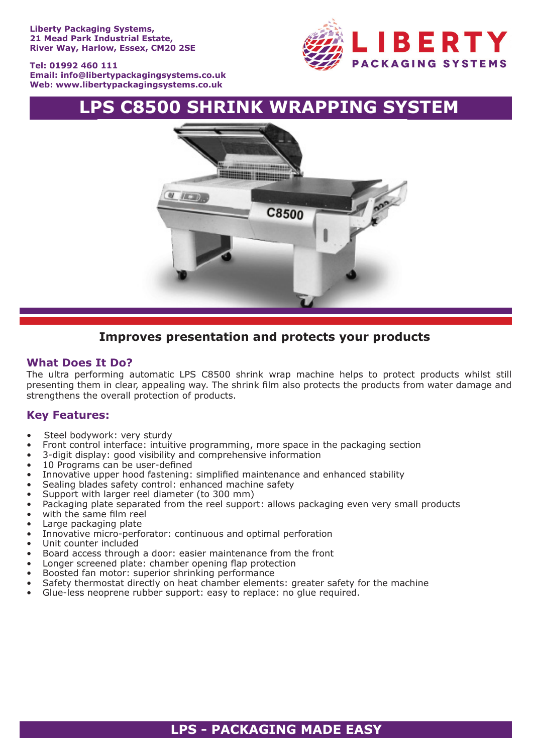**Liberty Packaging Systems,**
**21 Mead Park Industrial Estate,**
**River Way, Harlow, Essex, CM20 2SE**

**Tel: 01992 460 111**
**Email: info@libertypackagingsystems.co.uk**
**Web: www.libertypackagingsystems.co.uk**

LIBERTY PACKAGING SYSTEMS

# LPS C8500 SHRINK WRAPPING SYSTEM

### Improves presentation and protects your products

## What Does It Do?

The ultra performing automatic LPS C8500 shrink wrap machine helps to protect products whilst still presenting them in clear, appealing way. The shrink film also protects the products from water damage and strengthens the overall protection of products.

## Key Features:

- Steel bodywork: very sturdy
- Front control interface: intuitive programming, more space in the packaging section
- 3-digit display: good visibility and comprehensive information
- 10 Programs can be user-defined
- Innovative upper hood fastening: simplified maintenance and enhanced stability
- Sealing blades safety control: enhanced machine safety
- Support with larger reel diameter (to 300 mm)
- Packaging plate separated from the reel support: allows packaging even very small products
- with the same film reel
- Large packaging plate
- Innovative micro-perforator: continuous and optimal perforation
- Unit counter included
- Board access through a door: easier maintenance from the front
- Longer screened plate: chamber opening flap protection
- Boosted fan motor: superior shrinking performance
- Safety thermostat directly on heat chamber elements: greater safety for the machine
- Glue-less neoprene rubber support: easy to replace: no glue required.

**LPS - PACKAGING MADE EASY**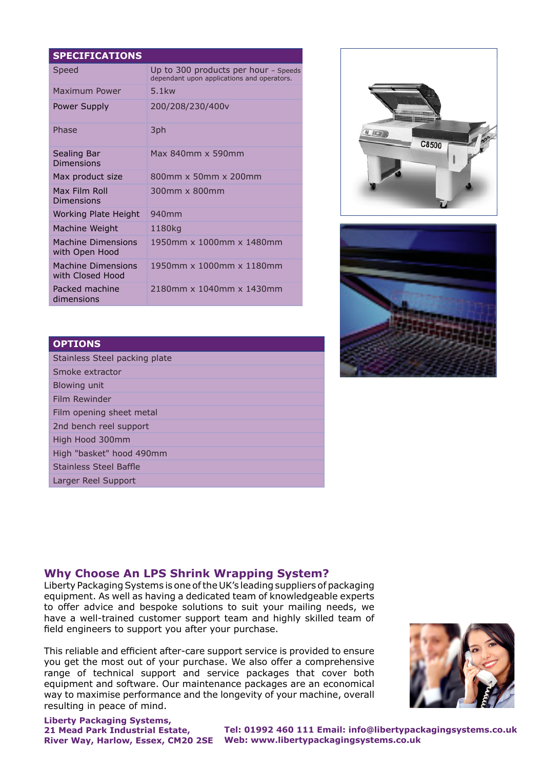| SPECIFICATIONS | |
|---|---|
| Speed | Up to 300 products per hour – Speeds dependant upon applications and operators. |
| Maximum Power | 5.1kw |
| Power Supply | 200/208/230/400v |
| Phase | 3ph |
| Sealing Bar Dimensions | Max 840mm x 590mm |
| Max product size | 800mm x 50mm x 200mm |
| Max Film Roll Dimensions | 300mm x 800mm |
| Working Plate Height | 940mm |
| Machine Weight | 1180kg |
| Machine Dimensions with Open Hood | 1950mm x 1000mm x 1480mm |
| Machine Dimensions with Closed Hood | 1950mm x 1000mm x 1180mm |
| Packed machine dimensions | 2180mm x 1040mm x 1430mm |

| OPTIONS |
|---|
| Stainless Steel packing plate |
| Smoke extractor |
| Blowing unit |
| Film Rewinder |
| Film opening sheet metal |
| 2nd bench reel support |
| High Hood 300mm |
| High "basket" hood 490mm |
| Stainless Steel Baffle |
| Larger Reel Support |

## Why Choose An LPS Shrink Wrapping System?

Liberty Packaging Systems is one of the UK's leading suppliers of packaging equipment. As well as having a dedicated team of knowledgeable experts to offer advice and bespoke solutions to suit your mailing needs, we have a well-trained customer support team and highly skilled team of field engineers to support you after your purchase.

This reliable and efficient after-care support service is provided to ensure you get the most out of your purchase. We also offer a comprehensive range of technical support and service packages that cover both equipment and software. Our maintenance packages are an economical way to maximise performance and the longevity of your machine, overall resulting in peace of mind.

**Liberty Packaging Systems,**
**21 Mead Park Industrial Estate,**
**River Way, Harlow, Essex, CM20 2SE**

**Tel: 01992 460 111 Email: info@libertypackagingsystems.co.uk**
**Web: www.libertypackagingsystems.co.uk**